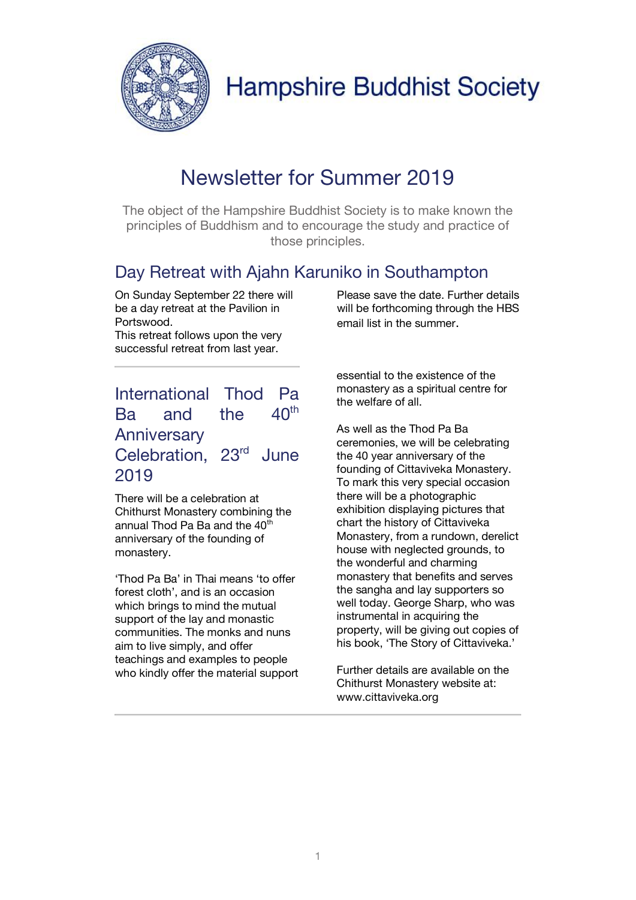# Hampshire Buddhist Society

## Newsletter for Summer 2019

The object of the Hampshire Buddhist Society is to make known the principles of Buddhism and to encourage the study and practice of those principles.

## Day Retreat with Ajahn Karuniko in Southampton

On Sunday September 22 there will be a day retreat at the Pavilion in Portswood.
This retreat follows upon the very successful retreat from last year.

Please save the date. Further details will be forthcoming through the HBS email list in the summer.

## International Thod Pa Ba and the 40th Anniversary Celebration, 23rd June 2019

There will be a celebration at Chithurst Monastery combining the annual Thod Pa Ba and the 40th anniversary of the founding of monastery.

'Thod Pa Ba' in Thai means 'to offer forest cloth', and is an occasion which brings to mind the mutual support of the lay and monastic communities. The monks and nuns aim to live simply, and offer teachings and examples to people who kindly offer the material support essential to the existence of the monastery as a spiritual centre for the welfare of all.

As well as the Thod Pa Ba ceremonies, we will be celebrating the 40 year anniversary of the founding of Cittaviveka Monastery. To mark this very special occasion there will be a photographic exhibition displaying pictures that chart the history of Cittaviveka Monastery, from a rundown, derelict house with neglected grounds, to the wonderful and charming monastery that benefits and serves the sangha and lay supporters so well today. George Sharp, who was instrumental in acquiring the property, will be giving out copies of his book, 'The Story of Cittaviveka.'

Further details are available on the Chithurst Monastery website at: www.cittaviveka.org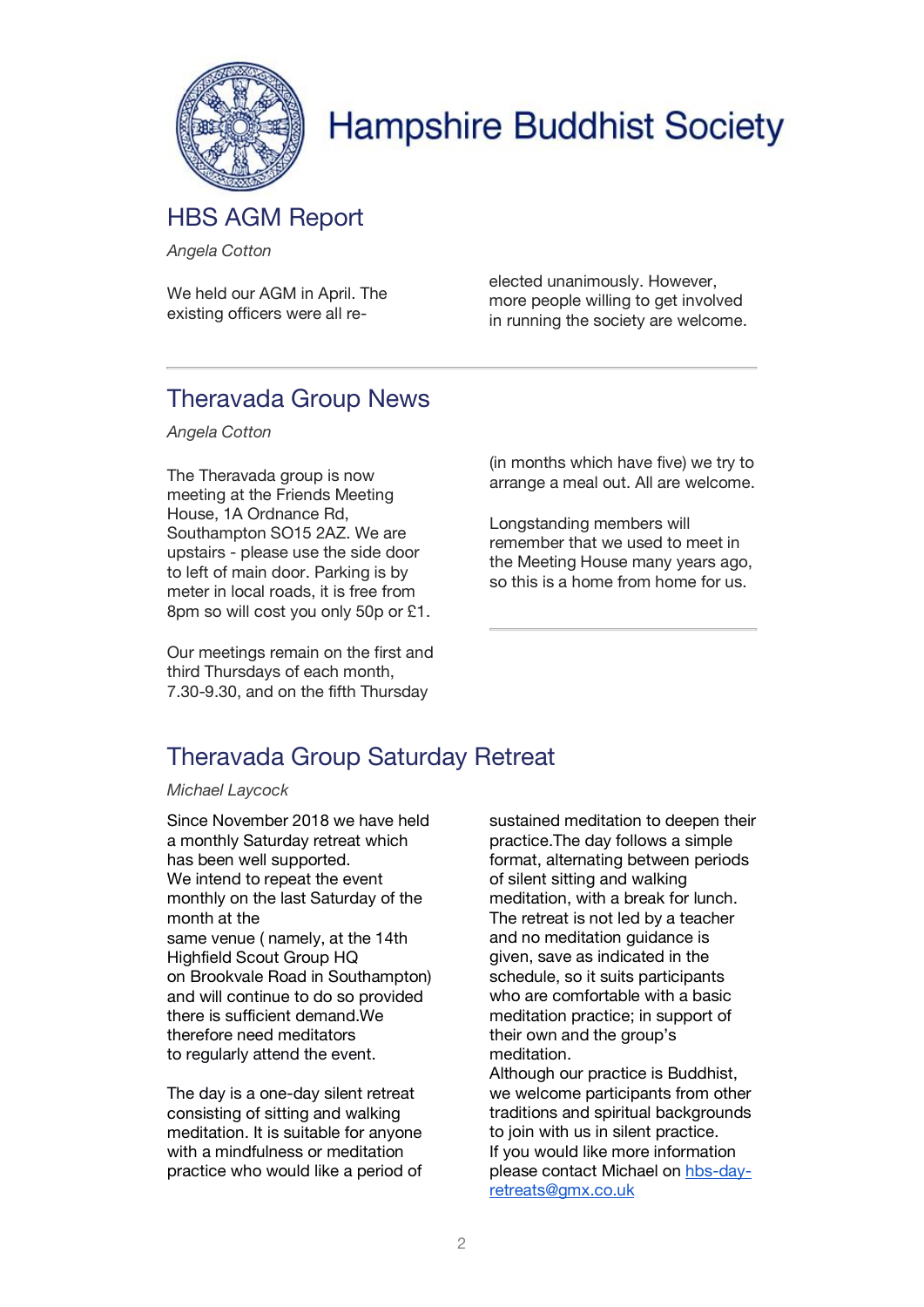# Hampshire Buddhist Society

## HBS AGM Report

*Angela Cotton*

We held our AGM in April. The existing officers were all re-elected unanimously. However, more people willing to get involved in running the society are welcome.

---

## Theravada Group News

*Angela Cotton*

The Theravada group is now meeting at the Friends Meeting House, 1A Ordnance Rd, Southampton SO15 2AZ. We are upstairs - please use the side door to left of main door. Parking is by meter in local roads, it is free from 8pm so will cost you only 50p or £1.

Our meetings remain on the first and third Thursdays of each month, 7.30-9.30, and on the fifth Thursday (in months which have five) we try to arrange a meal out. All are welcome.

Longstanding members will remember that we used to meet in the Meeting House many years ago, so this is a home from home for us.

---

## Theravada Group Saturday Retreat

*Michael Laycock*

Since November 2018 we have held a monthly Saturday retreat which has been well supported.
We intend to repeat the event monthly on the last Saturday of the month at the
same venue ( namely, at the 14th Highfield Scout Group HQ
on Brookvale Road in Southampton) and will continue to do so provided there is sufficient demand.We therefore need meditators
to regularly attend the event.

The day is a one-day silent retreat consisting of sitting and walking meditation. It is suitable for anyone with a mindfulness or meditation practice who would like a period of sustained meditation to deepen their practice.The day follows a simple format, alternating between periods of silent sitting and walking meditation, with a break for lunch. The retreat is not led by a teacher and no meditation guidance is given, save as indicated in the schedule, so it suits participants who are comfortable with a basic meditation practice; in support of their own and the group's meditation.
Although our practice is Buddhist, we welcome participants from other traditions and spiritual backgrounds to join with us in silent practice.
If you would like more information please contact Michael on hbs-day-retreats@gmx.co.uk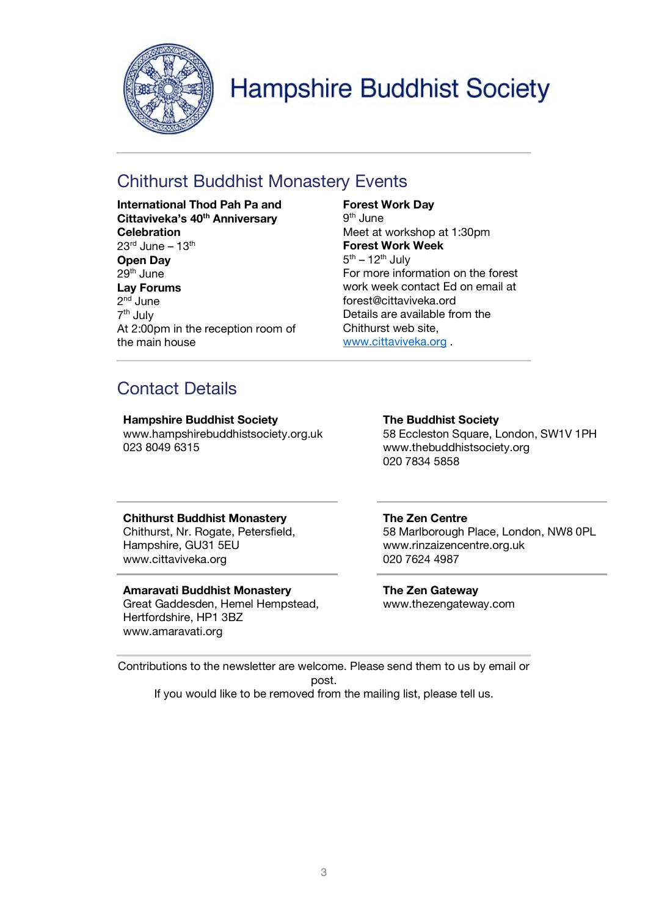# Hampshire Buddhist Society

## Chithurst Buddhist Monastery Events

**International Thod Pah Pa and Cittaviveka's 40th Anniversary Celebration**
23rd June – 13th

**Open Day**
29th June

**Lay Forums**
2nd June
7th July
At 2:00pm in the reception room of the main house

**Forest Work Day**
9th June
Meet at workshop at 1:30pm

**Forest Work Week**
5th – 12th July
For more information on the forest work week contact Ed on email at forest@cittaviveka.ord
Details are available from the Chithurst web site, www.cittaviveka.org .

## Contact Details

**Hampshire Buddhist Society**
www.hampshirebuddhistsociety.org.uk
023 8049 6315

**The Buddhist Society**
58 Eccleston Square, London, SW1V 1PH
www.thebuddhistsociety.org
020 7834 5858

**Chithurst Buddhist Monastery**
Chithurst, Nr. Rogate, Petersfield, Hampshire, GU31 5EU
www.cittaviveka.org

**The Zen Centre**
58 Marlborough Place, London, NW8 0PL
www.rinzaizencentre.org.uk
020 7624 4987

**Amaravati Buddhist Monastery**
Great Gaddesden, Hemel Hempstead, Hertfordshire, HP1 3BZ
www.amaravati.org

**The Zen Gateway**
www.thezengateway.com

Contributions to the newsletter are welcome. Please send them to us by email or post.
If you would like to be removed from the mailing list, please tell us.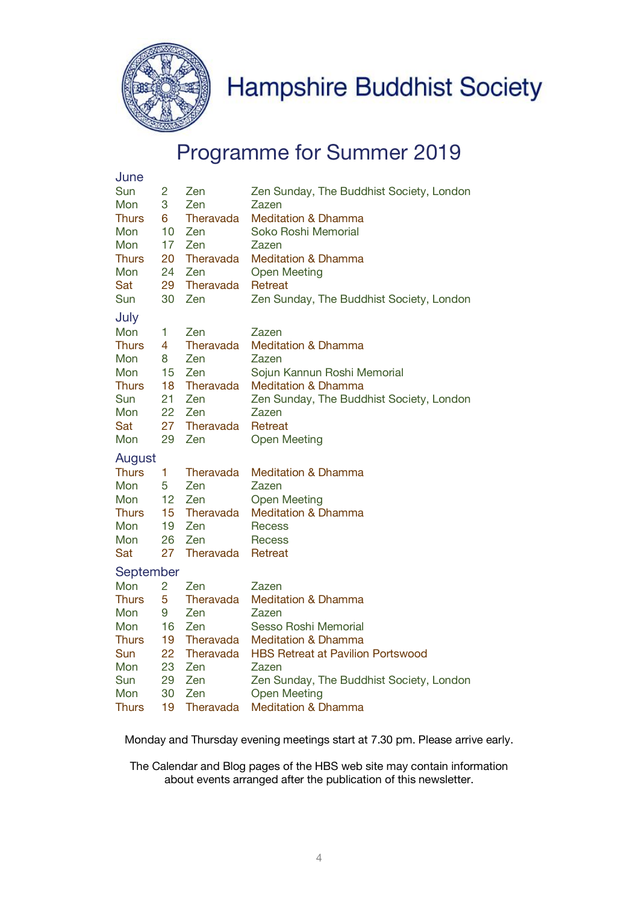# Hampshire Buddhist Society

## Programme for Summer 2019

### June

| | | | |
|---|---|---|---|
| Sun | 2 | Zen | Zen Sunday, The Buddhist Society, London |
| Mon | 3 | Zen | Zazen |
| Thurs | 6 | Theravada | Meditation & Dhamma |
| Mon | 10 | Zen | Soko Roshi Memorial |
| Mon | 17 | Zen | Zazen |
| Thurs | 20 | Theravada | Meditation & Dhamma |
| Mon | 24 | Zen | Open Meeting |
| Sat | 29 | Theravada | Retreat |
| Sun | 30 | Zen | Zen Sunday, The Buddhist Society, London |

### July

| | | | |
|---|---|---|---|
| Mon | 1 | Zen | Zazen |
| Thurs | 4 | Theravada | Meditation & Dhamma |
| Mon | 8 | Zen | Zazen |
| Mon | 15 | Zen | Sojun Kannun Roshi Memorial |
| Thurs | 18 | Theravada | Meditation & Dhamma |
| Sun | 21 | Zen | Zen Sunday, The Buddhist Society, London |
| Mon | 22 | Zen | Zazen |
| Sat | 27 | Theravada | Retreat |
| Mon | 29 | Zen | Open Meeting |

### August

| | | | |
|---|---|---|---|
| Thurs | 1 | Theravada | Meditation & Dhamma |
| Mon | 5 | Zen | Zazen |
| Mon | 12 | Zen | Open Meeting |
| Thurs | 15 | Theravada | Meditation & Dhamma |
| Mon | 19 | Zen | Recess |
| Mon | 26 | Zen | Recess |
| Sat | 27 | Theravada | Retreat |

### September

| | | | |
|---|---|---|---|
| Mon | 2 | Zen | Zazen |
| Thurs | 5 | Theravada | Meditation & Dhamma |
| Mon | 9 | Zen | Zazen |
| Mon | 16 | Zen | Sesso Roshi Memorial |
| Thurs | 19 | Theravada | Meditation & Dhamma |
| Sun | 22 | Theravada | HBS Retreat at Pavilion Portswood |
| Mon | 23 | Zen | Zazen |
| Sun | 29 | Zen | Zen Sunday, The Buddhist Society, London |
| Mon | 30 | Zen | Open Meeting |
| Thurs | 19 | Theravada | Meditation & Dhamma |

Monday and Thursday evening meetings start at 7.30 pm. Please arrive early.

The Calendar and Blog pages of the HBS web site may contain information about events arranged after the publication of this newsletter.